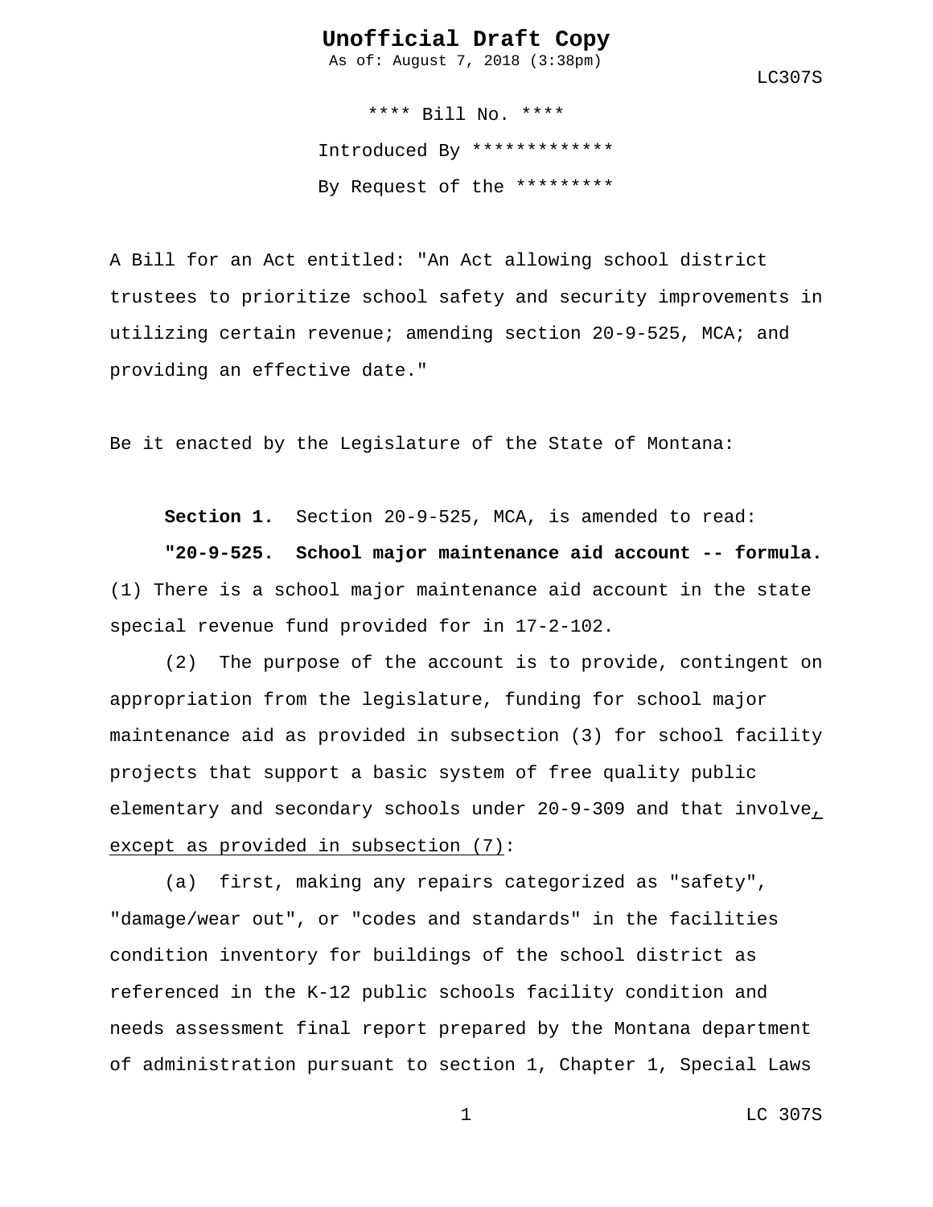**Unofficial Draft Copy**
As of: August 7, 2018 (3:38pm)

LC307S

**** Bill No. ****

Introduced By *************

By Request of the *********

A Bill for an Act entitled: "An Act allowing school district trustees to prioritize school safety and security improvements in utilizing certain revenue; amending section 20-9-525, MCA; and providing an effective date."

Be it enacted by the Legislature of the State of Montana:

**Section 1.** Section 20-9-525, MCA, is amended to read:

**"20-9-525. School major maintenance aid account -- formula.** (1) There is a school major maintenance aid account in the state special revenue fund provided for in 17-2-102.

(2) The purpose of the account is to provide, contingent on appropriation from the legislature, funding for school major maintenance aid as provided in subsection (3) for school facility projects that support a basic system of free quality public elementary and secondary schools under 20-9-309 and that involve<u>, except as provided in subsection (7)</u>:

(a) first, making any repairs categorized as "safety", "damage/wear out", or "codes and standards" in the facilities condition inventory for buildings of the school district as referenced in the K-12 public schools facility condition and needs assessment final report prepared by the Montana department of administration pursuant to section 1, Chapter 1, Special Laws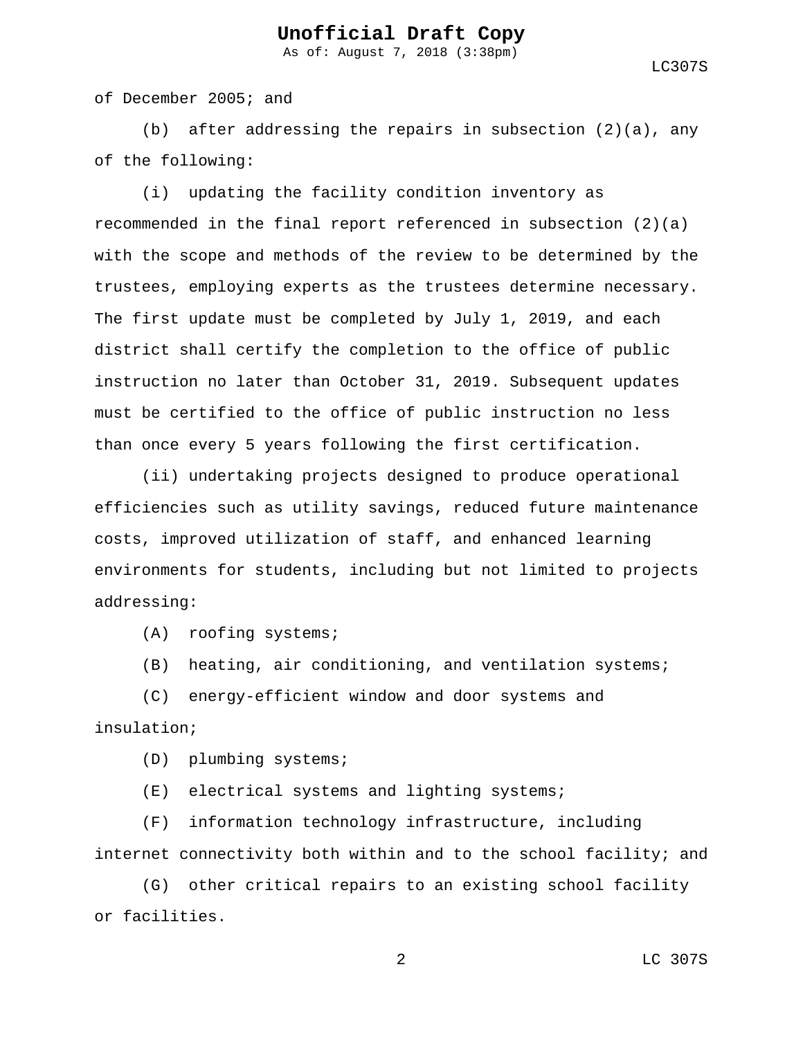of December 2005; and

(b) after addressing the repairs in subsection (2)(a), any of the following:

(i) updating the facility condition inventory as recommended in the final report referenced in subsection (2)(a) with the scope and methods of the review to be determined by the trustees, employing experts as the trustees determine necessary. The first update must be completed by July 1, 2019, and each district shall certify the completion to the office of public instruction no later than October 31, 2019. Subsequent updates must be certified to the office of public instruction no less than once every 5 years following the first certification.

(ii) undertaking projects designed to produce operational efficiencies such as utility savings, reduced future maintenance costs, improved utilization of staff, and enhanced learning environments for students, including but not limited to projects addressing:

(A) roofing systems;

(B) heating, air conditioning, and ventilation systems;

(C) energy-efficient window and door systems and insulation;

(D) plumbing systems;

(E) electrical systems and lighting systems;

(F) information technology infrastructure, including internet connectivity both within and to the school facility; and

(G) other critical repairs to an existing school facility or facilities.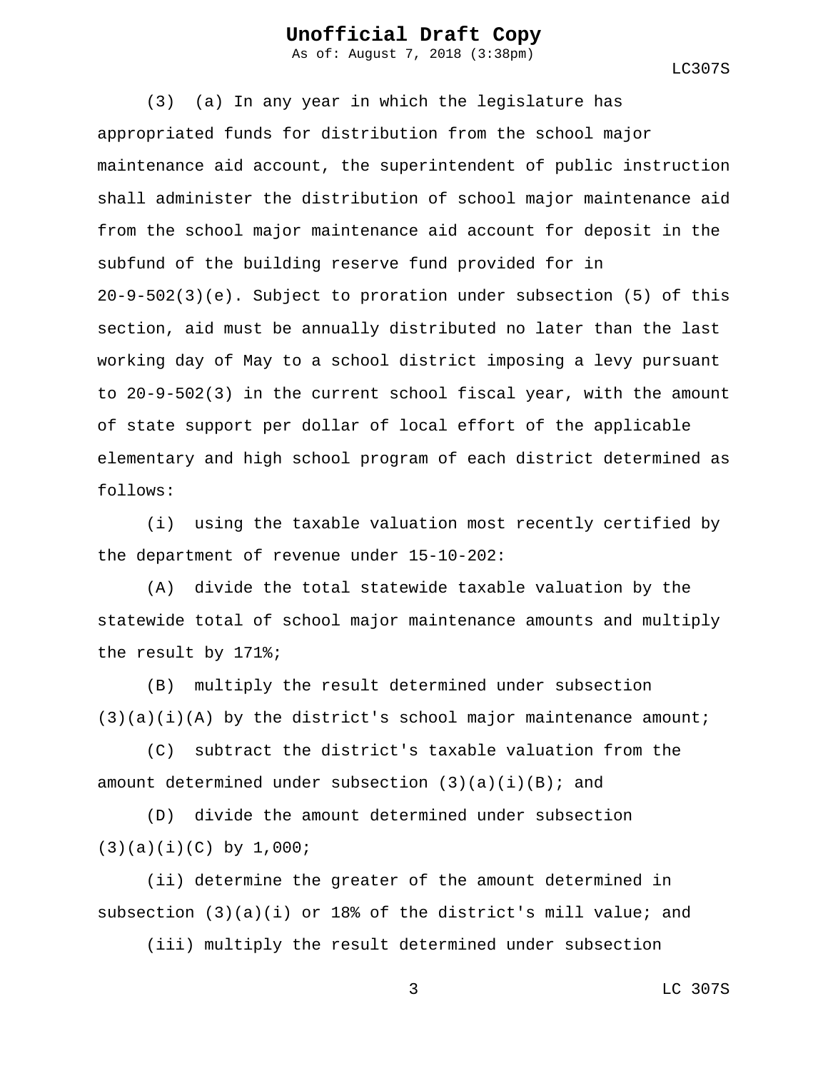(3) (a) In any year in which the legislature has appropriated funds for distribution from the school major maintenance aid account, the superintendent of public instruction shall administer the distribution of school major maintenance aid from the school major maintenance aid account for deposit in the subfund of the building reserve fund provided for in 20-9-502(3)(e). Subject to proration under subsection (5) of this section, aid must be annually distributed no later than the last working day of May to a school district imposing a levy pursuant to 20-9-502(3) in the current school fiscal year, with the amount of state support per dollar of local effort of the applicable elementary and high school program of each district determined as follows:

(i) using the taxable valuation most recently certified by the department of revenue under 15-10-202:

(A) divide the total statewide taxable valuation by the statewide total of school major maintenance amounts and multiply the result by 171%;

(B) multiply the result determined under subsection (3)(a)(i)(A) by the district's school major maintenance amount;

(C) subtract the district's taxable valuation from the amount determined under subsection (3)(a)(i)(B); and

(D) divide the amount determined under subsection (3)(a)(i)(C) by 1,000;

(ii) determine the greater of the amount determined in subsection (3)(a)(i) or 18% of the district's mill value; and

(iii) multiply the result determined under subsection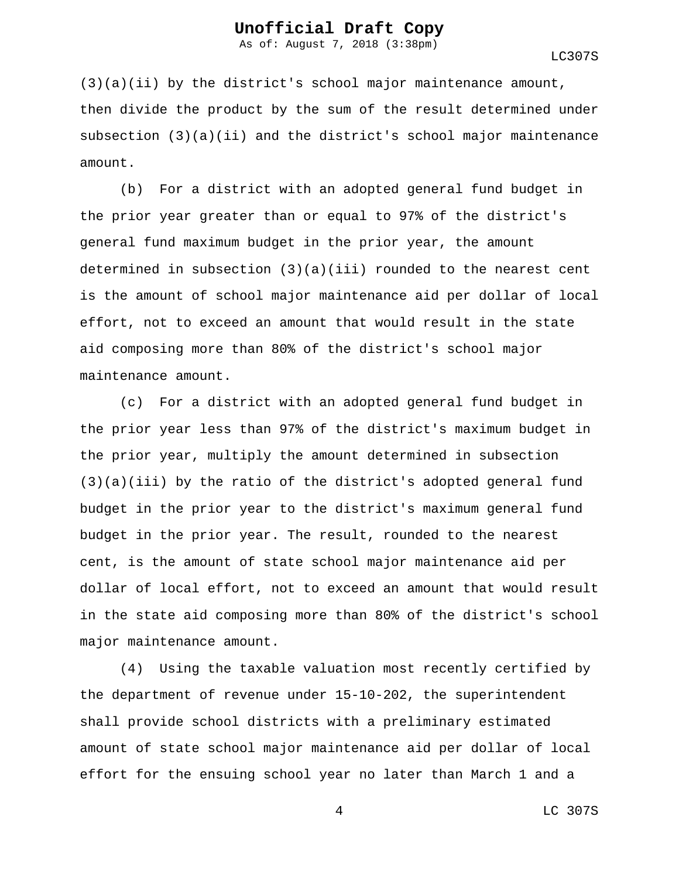(3)(a)(ii) by the district's school major maintenance amount, then divide the product by the sum of the result determined under subsection (3)(a)(ii) and the district's school major maintenance amount.

(b) For a district with an adopted general fund budget in the prior year greater than or equal to 97% of the district's general fund maximum budget in the prior year, the amount determined in subsection (3)(a)(iii) rounded to the nearest cent is the amount of school major maintenance aid per dollar of local effort, not to exceed an amount that would result in the state aid composing more than 80% of the district's school major maintenance amount.

(c) For a district with an adopted general fund budget in the prior year less than 97% of the district's maximum budget in the prior year, multiply the amount determined in subsection (3)(a)(iii) by the ratio of the district's adopted general fund budget in the prior year to the district's maximum general fund budget in the prior year. The result, rounded to the nearest cent, is the amount of state school major maintenance aid per dollar of local effort, not to exceed an amount that would result in the state aid composing more than 80% of the district's school major maintenance amount.

(4) Using the taxable valuation most recently certified by the department of revenue under 15-10-202, the superintendent shall provide school districts with a preliminary estimated amount of state school major maintenance aid per dollar of local effort for the ensuing school year no later than March 1 and a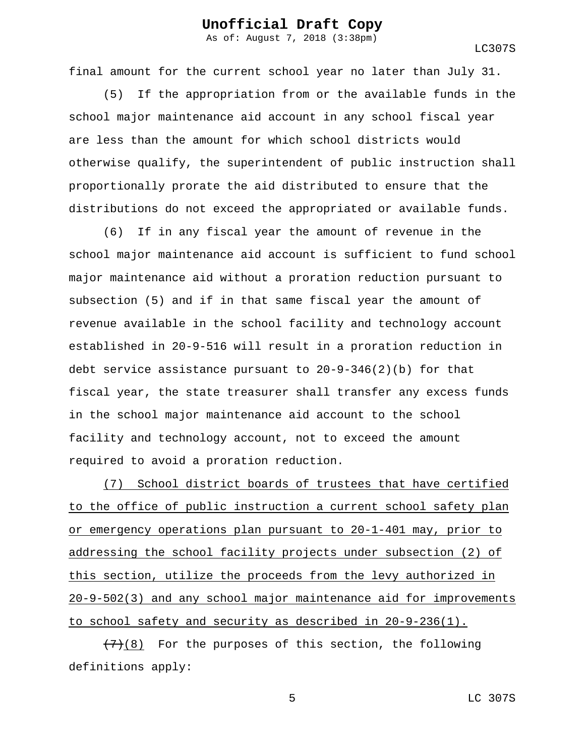final amount for the current school year no later than July 31.

(5) If the appropriation from or the available funds in the school major maintenance aid account in any school fiscal year are less than the amount for which school districts would otherwise qualify, the superintendent of public instruction shall proportionally prorate the aid distributed to ensure that the distributions do not exceed the appropriated or available funds.

(6) If in any fiscal year the amount of revenue in the school major maintenance aid account is sufficient to fund school major maintenance aid without a proration reduction pursuant to subsection (5) and if in that same fiscal year the amount of revenue available in the school facility and technology account established in 20-9-516 will result in a proration reduction in debt service assistance pursuant to 20-9-346(2)(b) for that fiscal year, the state treasurer shall transfer any excess funds in the school major maintenance aid account to the school facility and technology account, not to exceed the amount required to avoid a proration reduction.

<u>(7) School district boards of trustees that have certified to the office of public instruction a current school safety plan or emergency operations plan pursuant to 20-1-401 may, prior to addressing the school facility projects under subsection (2) of this section, utilize the proceeds from the levy authorized in 20-9-502(3) and any school major maintenance aid for improvements to school safety and security as described in 20-9-236(1).</u>

~~(7)~~<u>(8)</u> For the purposes of this section, the following definitions apply: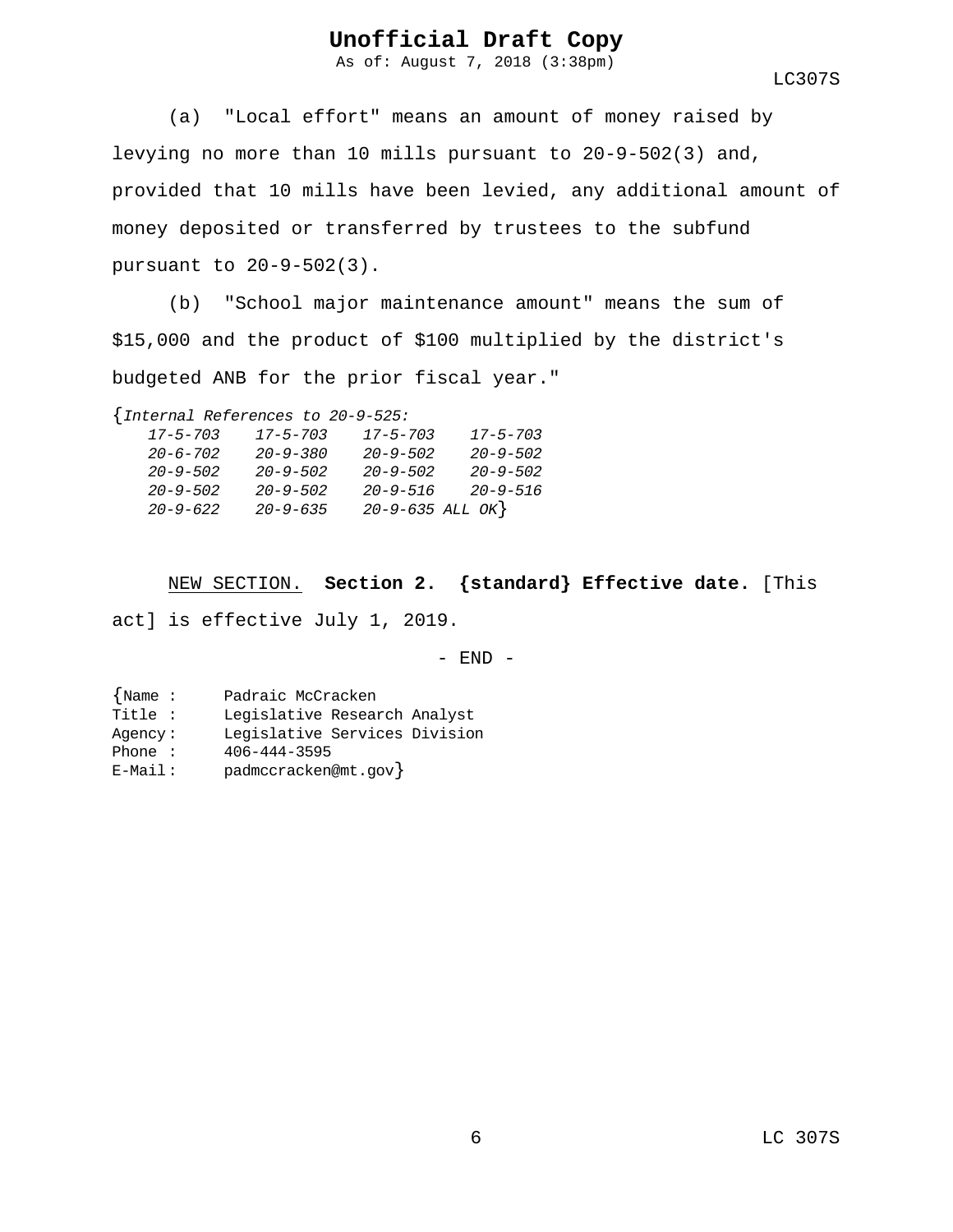(a) "Local effort" means an amount of money raised by levying no more than 10 mills pursuant to 20-9-502(3) and, provided that 10 mills have been levied, any additional amount of money deposited or transferred by trustees to the subfund pursuant to 20-9-502(3).

(b) "School major maintenance amount" means the sum of $15,000 and the product of $100 multiplied by the district's budgeted ANB for the prior fiscal year."

{*Internal References to 20-9-525:*

| | | | |
|---|---|---|---|
| *17-5-703* | *17-5-703* | *17-5-703* | *17-5-703* |
| *20-6-702* | *20-9-380* | *20-9-502* | *20-9-502* |
| *20-9-502* | *20-9-502* | *20-9-502* | *20-9-502* |
| *20-9-502* | *20-9-502* | *20-9-516* | *20-9-516* |
| *20-9-622* | *20-9-635* | *20-9-635 ALL OK*} | |

NEW SECTION. **Section 2. {standard} Effective date.** [This act] is effective July 1, 2019.

\- END -

{Name : Padraic McCracken
Title : Legislative Research Analyst
Agency: Legislative Services Division
Phone : 406-444-3595
E-Mail: padmccracken@mt.gov}